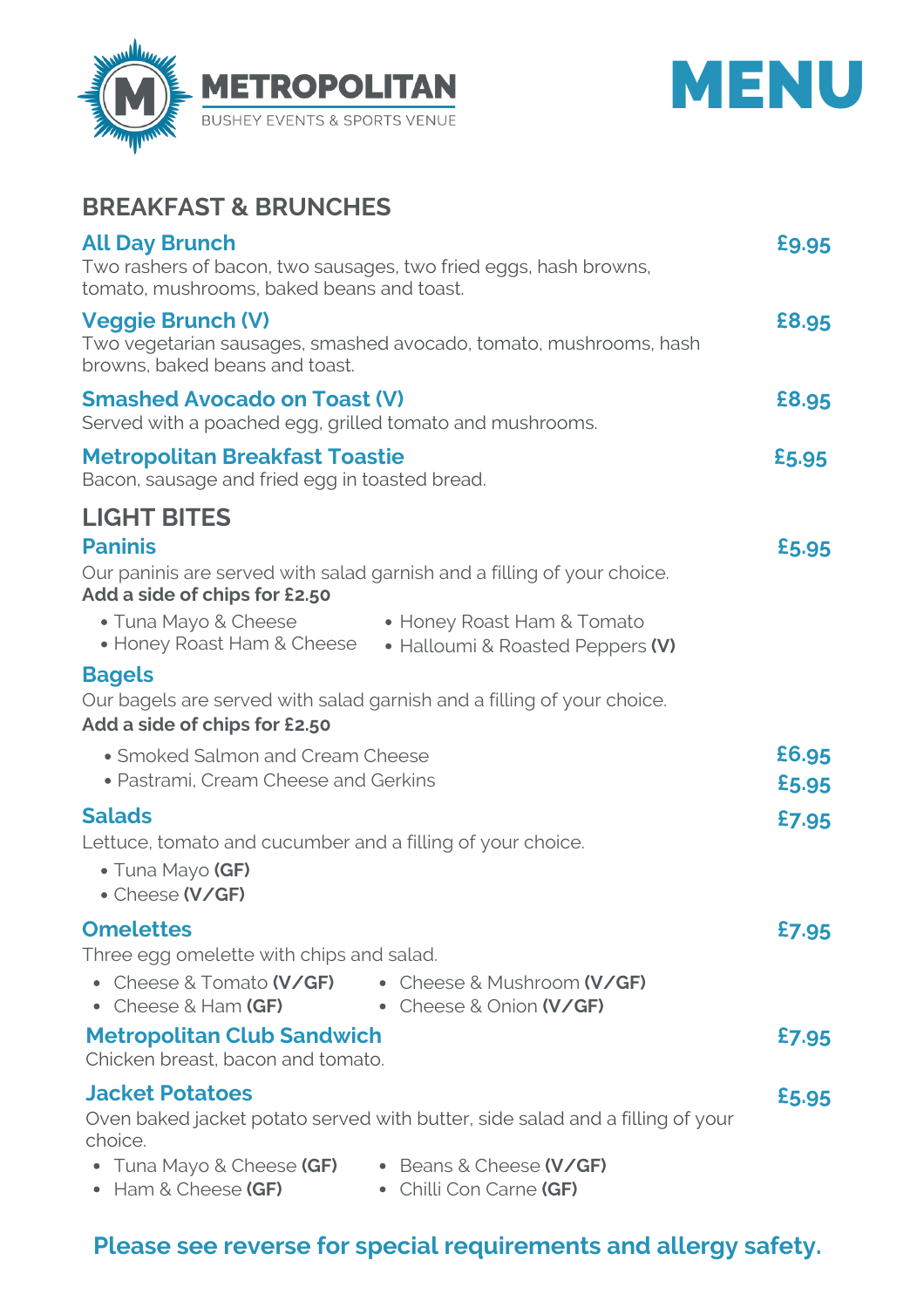# METROPOLITAN
BUSHEY EVENTS & SPORTS VENUE

# MENU

## BREAKFAST & BRUNCHES

### All Day Brunch — £9.95
Two rashers of bacon, two sausages, two fried eggs, hash browns, tomato, mushrooms, baked beans and toast.

### Veggie Brunch (V) — £8.95
Two vegetarian sausages, smashed avocado, tomato, mushrooms, hash browns, baked beans and toast.

### Smashed Avocado on Toast (V) — £8.95
Served with a poached egg, grilled tomato and mushrooms.

### Metropolitan Breakfast Toastie — £5.95
Bacon, sausage and fried egg in toasted bread.

## LIGHT BITES

### Paninis — £5.95
Our paninis are served with salad garnish and a filling of your choice.
**Add a side of chips for £2.50**

- Tuna Mayo & Cheese
- Honey Roast Ham & Cheese
- Honey Roast Ham & Tomato
- Halloumi & Roasted Peppers **(V)**

### Bagels
Our bagels are served with salad garnish and a filling of your choice.
**Add a side of chips for £2.50**

- Smoked Salmon and Cream Cheese — £6.95
- Pastrami, Cream Cheese and Gerkins — £5.95

### Salads — £7.95
Lettuce, tomato and cucumber and a filling of your choice.

- Tuna Mayo **(GF)**
- Cheese **(V/GF)**

### Omelettes — £7.95
Three egg omelette with chips and salad.

- Cheese & Tomato **(V/GF)**
- Cheese & Ham **(GF)**
- Cheese & Mushroom **(V/GF)**
- Cheese & Onion **(V/GF)**

### Metropolitan Club Sandwich — £7.95
Chicken breast, bacon and tomato.

### Jacket Potatoes — £5.95
Oven baked jacket potato served with butter, side salad and a filling of your choice.

- Tuna Mayo & Cheese **(GF)**
- Ham & Cheese **(GF)**
- Beans & Cheese **(V/GF)**
- Chilli Con Carne **(GF)**

**Please see reverse for special requirements and allergy safety.**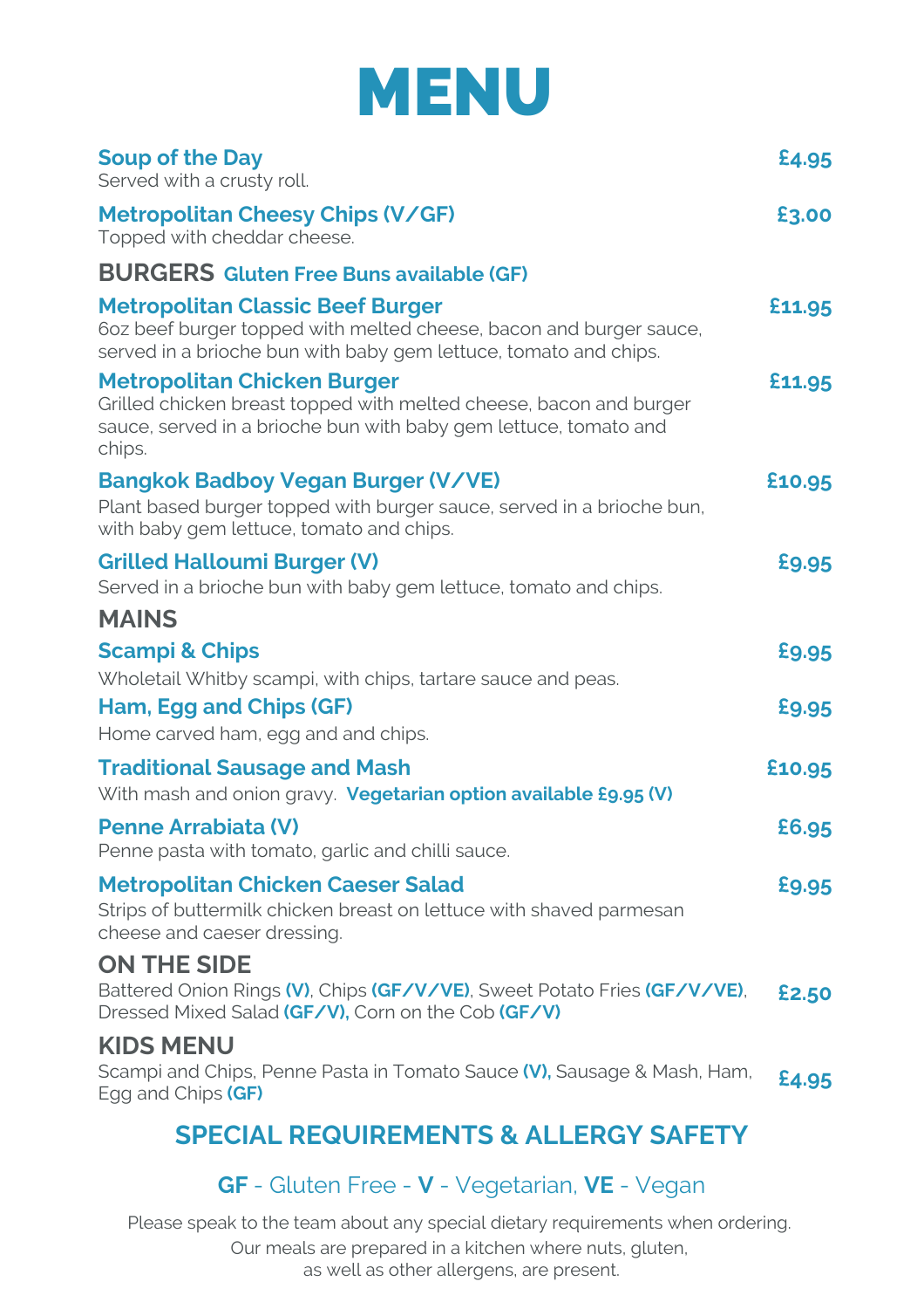# MENU

**Soup of the Day** — **£4.95**
Served with a crusty roll.

**Metropolitan Cheesy Chips (V/GF)** — **£3.00**
Topped with cheddar cheese.

## BURGERS **Gluten Free Buns available (GF)**

**Metropolitan Classic Beef Burger** — **£11.95**
6oz beef burger topped with melted cheese, bacon and burger sauce, served in a brioche bun with baby gem lettuce, tomato and chips.

**Metropolitan Chicken Burger** — **£11.95**
Grilled chicken breast topped with melted cheese, bacon and burger sauce, served in a brioche bun with baby gem lettuce, tomato and chips.

**Bangkok Badboy Vegan Burger (V/VE)** — **£10.95**
Plant based burger topped with burger sauce, served in a brioche bun, with baby gem lettuce, tomato and chips.

**Grilled Halloumi Burger (V)** — **£9.95**
Served in a brioche bun with baby gem lettuce, tomato and chips.

## MAINS

**Scampi & Chips** — **£9.95**
Wholetail Whitby scampi, with chips, tartare sauce and peas.

**Ham, Egg and Chips (GF)** — **£9.95**
Home carved ham, egg and and chips.

**Traditional Sausage and Mash** — **£10.95**
With mash and onion gravy. **Vegetarian option available £9.95 (V)**

**Penne Arrabiata (V)** — **£6.95**
Penne pasta with tomato, garlic and chilli sauce.

**Metropolitan Chicken Caeser Salad** — **£9.95**
Strips of buttermilk chicken breast on lettuce with shaved parmesan cheese and caeser dressing.

## ON THE SIDE

Battered Onion Rings **(V)**, Chips **(GF/V/VE)**, Sweet Potato Fries **(GF/V/VE)**, Dressed Mixed Salad **(GF/V),** Corn on the Cob **(GF/V)** — **£2.50**

## KIDS MENU

Scampi and Chips, Penne Pasta in Tomato Sauce **(V),** Sausage & Mash, Ham, Egg and Chips **(GF)** — **£4.95**

## SPECIAL REQUIREMENTS & ALLERGY SAFETY

**GF** - Gluten Free - **V** - Vegetarian, **VE** - Vegan

Please speak to the team about any special dietary requirements when ordering.
Our meals are prepared in a kitchen where nuts, gluten,
as well as other allergens, are present.